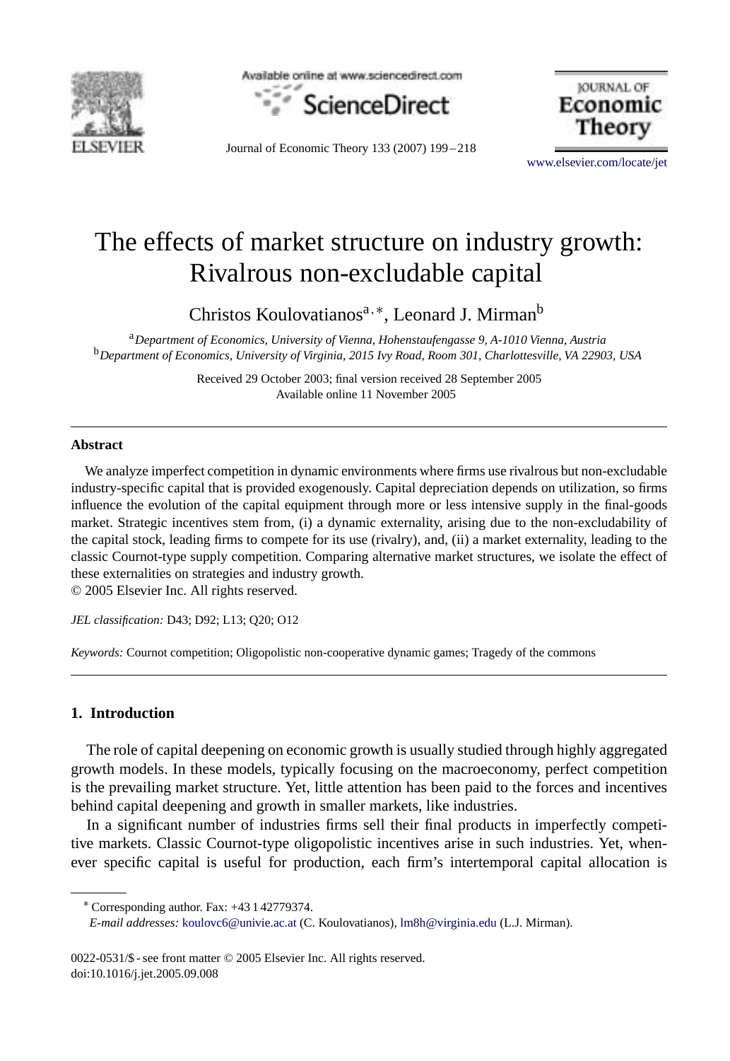# The effects of market structure on industry growth: Rivalrous non-excludable capital

Christos Koulovatianos[a,*], Leonard J. Mirman[b]

[a] *Department of Economics, University of Vienna, Hohenstaufengasse 9, A-1010 Vienna, Austria*
[b] *Department of Economics, University of Virginia, 2015 Ivy Road, Room 301, Charlottesville, VA 22903, USA*

Received 29 October 2003; final version received 28 September 2005
Available online 11 November 2005

## Abstract

We analyze imperfect competition in dynamic environments where firms use rivalrous but non-excludable industry-specific capital that is provided exogenously. Capital depreciation depends on utilization, so firms influence the evolution of the capital equipment through more or less intensive supply in the final-goods market. Strategic incentives stem from, (i) a dynamic externality, arising due to the non-excludability of the capital stock, leading firms to compete for its use (rivalry), and, (ii) a market externality, leading to the classic Cournot-type supply competition. Comparing alternative market structures, we isolate the effect of these externalities on strategies and industry growth.
© 2005 Elsevier Inc. All rights reserved.

*JEL classification:* D43; D92; L13; Q20; O12

*Keywords:* Cournot competition; Oligopolistic non-cooperative dynamic games; Tragedy of the commons

## 1. Introduction

The role of capital deepening on economic growth is usually studied through highly aggregated growth models. In these models, typically focusing on the macroeconomy, perfect competition is the prevailing market structure. Yet, little attention has been paid to the forces and incentives behind capital deepening and growth in smaller markets, like industries.

In a significant number of industries firms sell their final products in imperfectly competitive markets. Classic Cournot-type oligopolistic incentives arise in such industries. Yet, whenever specific capital is useful for production, each firm's intertemporal capital allocation is

---

\* Corresponding author. Fax: +43 1 42779374.
*E-mail addresses:* koulovc6@univie.ac.at (C. Koulovatianos), lm8h@virginia.edu (L.J. Mirman).

0022-0531/$ - see front matter © 2005 Elsevier Inc. All rights reserved.
doi:10.1016/j.jet.2005.09.008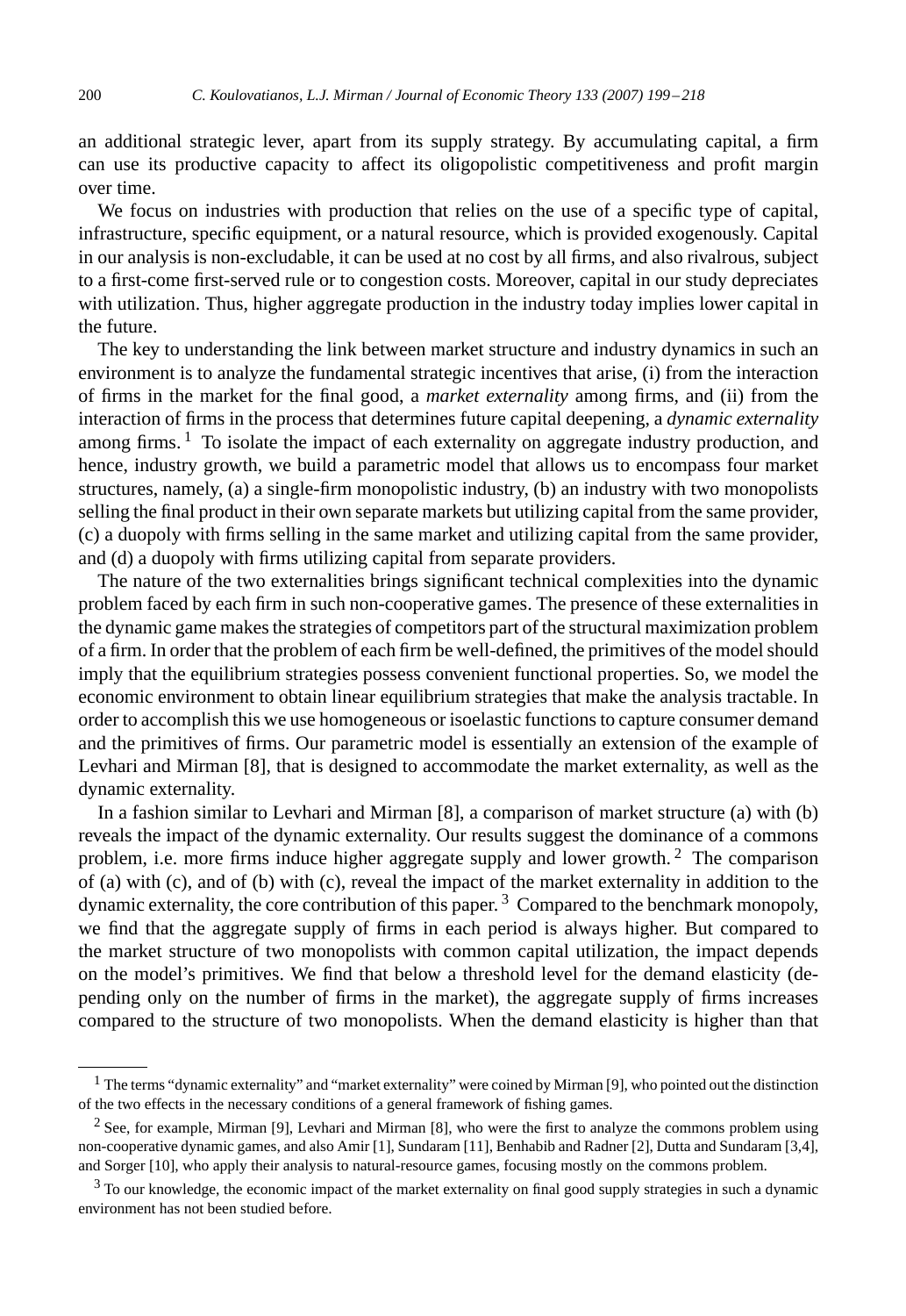an additional strategic lever, apart from its supply strategy. By accumulating capital, a firm can use its productive capacity to affect its oligopolistic competitiveness and profit margin over time.

We focus on industries with production that relies on the use of a specific type of capital, infrastructure, specific equipment, or a natural resource, which is provided exogenously. Capital in our analysis is non-excludable, it can be used at no cost by all firms, and also rivalrous, subject to a first-come first-served rule or to congestion costs. Moreover, capital in our study depreciates with utilization. Thus, higher aggregate production in the industry today implies lower capital in the future.

The key to understanding the link between market structure and industry dynamics in such an environment is to analyze the fundamental strategic incentives that arise, (i) from the interaction of firms in the market for the final good, a *market externality* among firms, and (ii) from the interaction of firms in the process that determines future capital deepening, a *dynamic externality* among firms.[1] To isolate the impact of each externality on aggregate industry production, and hence, industry growth, we build a parametric model that allows us to encompass four market structures, namely, (a) a single-firm monopolistic industry, (b) an industry with two monopolists selling the final product in their own separate markets but utilizing capital from the same provider, (c) a duopoly with firms selling in the same market and utilizing capital from the same provider, and (d) a duopoly with firms utilizing capital from separate providers.

The nature of the two externalities brings significant technical complexities into the dynamic problem faced by each firm in such non-cooperative games. The presence of these externalities in the dynamic game makes the strategies of competitors part of the structural maximization problem of a firm. In order that the problem of each firm be well-defined, the primitives of the model should imply that the equilibrium strategies possess convenient functional properties. So, we model the economic environment to obtain linear equilibrium strategies that make the analysis tractable. In order to accomplish this we use homogeneous or isoelastic functions to capture consumer demand and the primitives of firms. Our parametric model is essentially an extension of the example of Levhari and Mirman [8], that is designed to accommodate the market externality, as well as the dynamic externality.

In a fashion similar to Levhari and Mirman [8], a comparison of market structure (a) with (b) reveals the impact of the dynamic externality. Our results suggest the dominance of a commons problem, i.e. more firms induce higher aggregate supply and lower growth.[2] The comparison of (a) with (c), and of (b) with (c), reveal the impact of the market externality in addition to the dynamic externality, the core contribution of this paper.[3] Compared to the benchmark monopoly, we find that the aggregate supply of firms in each period is always higher. But compared to the market structure of two monopolists with common capital utilization, the impact depends on the model's primitives. We find that below a threshold level for the demand elasticity (depending only on the number of firms in the market), the aggregate supply of firms increases compared to the structure of two monopolists. When the demand elasticity is higher than that

---

[1] The terms "dynamic externality" and "market externality" were coined by Mirman [9], who pointed out the distinction of the two effects in the necessary conditions of a general framework of fishing games.

[2] See, for example, Mirman [9], Levhari and Mirman [8], who were the first to analyze the commons problem using non-cooperative dynamic games, and also Amir [1], Sundaram [11], Benhabib and Radner [2], Dutta and Sundaram [3,4], and Sorger [10], who apply their analysis to natural-resource games, focusing mostly on the commons problem.

[3] To our knowledge, the economic impact of the market externality on final good supply strategies in such a dynamic environment has not been studied before.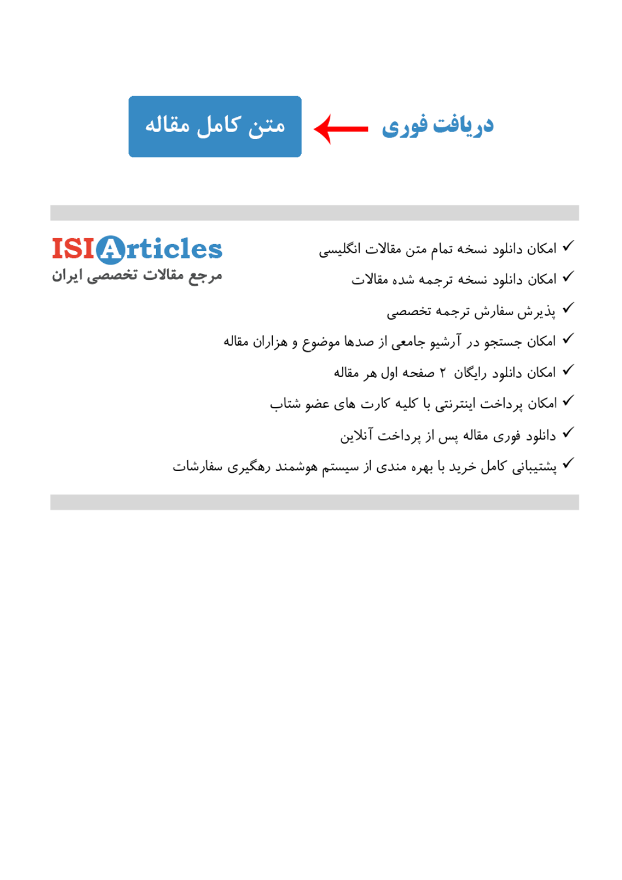دریافت فوری ← متن کامل مقاله

ISIArticles
مرجع مقالات تخصصی ایران

- ✓ امکان دانلود نسخه تمام متن مقالات انگلیسی
- ✓ امکان دانلود نسخه ترجمه شده مقالات
- ✓ پذیرش سفارش ترجمه تخصصی
- ✓ امکان جستجو در آرشیو جامعی از صدها موضوع و هزاران مقاله
- ✓ امکان دانلود رایگان ۲ صفحه اول هر مقاله
- ✓ امکان پرداخت اینترنتی با کلیه کارت های عضو شتاب
- ✓ دانلود فوری مقاله پس از پرداخت آنلاین
- ✓ پشتیبانی کامل خرید با بهره مندی از سیستم هوشمند رهگیری سفارشات